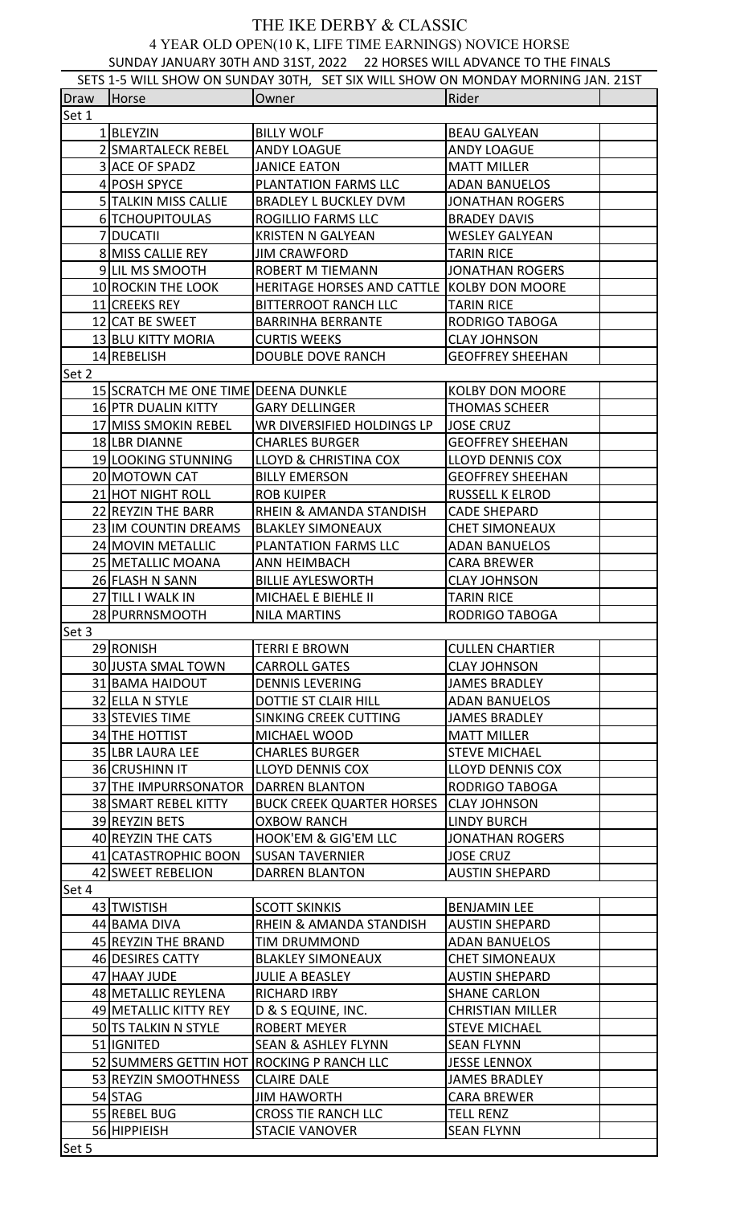# THE IKE DERBY & CLASSIC

## 4 YEAR OLD OPEN(10 K, LIFE TIME EARNINGS) NOVICE HORSE

SUNDAY JANUARY 30TH AND 31ST, 2022 22 HORSES WILL ADVANCE TO THE FINALS

SETS 1-5 WILL SHOW ON SUNDAY 30TH, SET SIX WILL SHOW ON MONDAY MORNING JAN. 21ST

| Draw | Horse | Owner | Rider | |
|---|---|---|---|---|
| Set 1 | | | | |
| 1 | BLEYZIN | BILLY WOLF | BEAU GALYEAN | |
| 2 | SMARTALECK REBEL | ANDY LOAGUE | ANDY LOAGUE | |
| 3 | ACE OF SPADZ | JANICE EATON | MATT MILLER | |
| 4 | POSH SPYCE | PLANTATION FARMS LLC | ADAN BANUELOS | |
| 5 | TALKIN MISS CALLIE | BRADLEY L BUCKLEY DVM | JONATHAN ROGERS | |
| 6 | TCHOUPITOULAS | ROGILLIO FARMS LLC | BRADEY DAVIS | |
| 7 | DUCATII | KRISTEN N GALYEAN | WESLEY GALYEAN | |
| 8 | MISS CALLIE REY | JIM CRAWFORD | TARIN RICE | |
| 9 | LIL MS SMOOTH | ROBERT M TIEMANN | JONATHAN ROGERS | |
| 10 | ROCKIN THE LOOK | HERITAGE HORSES AND CATTLE | KOLBY DON MOORE | |
| 11 | CREEKS REY | BITTERROOT RANCH LLC | TARIN RICE | |
| 12 | CAT BE SWEET | BARRINHA BERRANTE | RODRIGO TABOGA | |
| 13 | BLU KITTY MORIA | CURTIS WEEKS | CLAY JOHNSON | |
| 14 | REBELISH | DOUBLE DOVE RANCH | GEOFFREY SHEEHAN | |
| Set 2 | | | | |
| 15 | SCRATCH ME ONE TIME | DEENA DUNKLE | KOLBY DON MOORE | |
| 16 | PTR DUALIN KITTY | GARY DELLINGER | THOMAS SCHEER | |
| 17 | MISS SMOKIN REBEL | WR DIVERSIFIED HOLDINGS LP | JOSE CRUZ | |
| 18 | LBR DIANNE | CHARLES BURGER | GEOFFREY SHEEHAN | |
| 19 | LOOKING STUNNING | LLOYD & CHRISTINA COX | LLOYD DENNIS COX | |
| 20 | MOTOWN CAT | BILLY EMERSON | GEOFFREY SHEEHAN | |
| 21 | HOT NIGHT ROLL | ROB KUIPER | RUSSELL K ELROD | |
| 22 | REYZIN THE BARR | RHEIN & AMANDA STANDISH | CADE SHEPARD | |
| 23 | IM COUNTIN DREAMS | BLAKLEY SIMONEAUX | CHET SIMONEAUX | |
| 24 | MOVIN METALLIC | PLANTATION FARMS LLC | ADAN BANUELOS | |
| 25 | METALLIC MOANA | ANN HEIMBACH | CARA BREWER | |
| 26 | FLASH N SANN | BILLIE AYLESWORTH | CLAY JOHNSON | |
| 27 | TILL I WALK IN | MICHAEL E BIEHLE II | TARIN RICE | |
| 28 | PURRNSMOOTH | NILA MARTINS | RODRIGO TABOGA | |
| Set 3 | | | | |
| 29 | RONISH | TERRI E BROWN | CULLEN CHARTIER | |
| 30 | JUSTA SMAL TOWN | CARROLL GATES | CLAY JOHNSON | |
| 31 | BAMA HAIDOUT | DENNIS LEVERING | JAMES BRADLEY | |
| 32 | ELLA N STYLE | DOTTIE ST CLAIR HILL | ADAN BANUELOS | |
| 33 | STEVIES TIME | SINKING CREEK CUTTING | JAMES BRADLEY | |
| 34 | THE HOTTIST | MICHAEL WOOD | MATT MILLER | |
| 35 | LBR LAURA LEE | CHARLES BURGER | STEVE MICHAEL | |
| 36 | CRUSHINN IT | LLOYD DENNIS COX | LLOYD DENNIS COX | |
| 37 | THE IMPURRSONATOR | DARREN BLANTON | RODRIGO TABOGA | |
| 38 | SMART REBEL KITTY | BUCK CREEK QUARTER HORSES | CLAY JOHNSON | |
| 39 | REYZIN BETS | OXBOW RANCH | LINDY BURCH | |
| 40 | REYZIN THE CATS | HOOK'EM & GIG'EM LLC | JONATHAN ROGERS | |
| 41 | CATASTROPHIC BOON | SUSAN TAVERNIER | JOSE CRUZ | |
| 42 | SWEET REBELION | DARREN BLANTON | AUSTIN SHEPARD | |
| Set 4 | | | | |
| 43 | TWISTISH | SCOTT SKINKIS | BENJAMIN LEE | |
| 44 | BAMA DIVA | RHEIN & AMANDA STANDISH | AUSTIN SHEPARD | |
| 45 | REYZIN THE BRAND | TIM DRUMMOND | ADAN BANUELOS | |
| 46 | DESIRES CATTY | BLAKLEY SIMONEAUX | CHET SIMONEAUX | |
| 47 | HAAY JUDE | JULIE A BEASLEY | AUSTIN SHEPARD | |
| 48 | METALLIC REYLENA | RICHARD IRBY | SHANE CARLON | |
| 49 | METALLIC KITTY REY | D & S EQUINE, INC. | CHRISTIAN MILLER | |
| 50 | TS TALKIN N STYLE | ROBERT MEYER | STEVE MICHAEL | |
| 51 | IGNITED | SEAN & ASHLEY FLYNN | SEAN FLYNN | |
| 52 | SUMMERS GETTIN HOT | ROCKING P RANCH LLC | JESSE LENNOX | |
| 53 | REYZIN SMOOTHNESS | CLAIRE DALE | JAMES BRADLEY | |
| 54 | STAG | JIM HAWORTH | CARA BREWER | |
| 55 | REBEL BUG | CROSS TIE RANCH LLC | TELL RENZ | |
| 56 | HIPPIEISH | STACIE VANOVER | SEAN FLYNN | |
| Set 5 | | | | |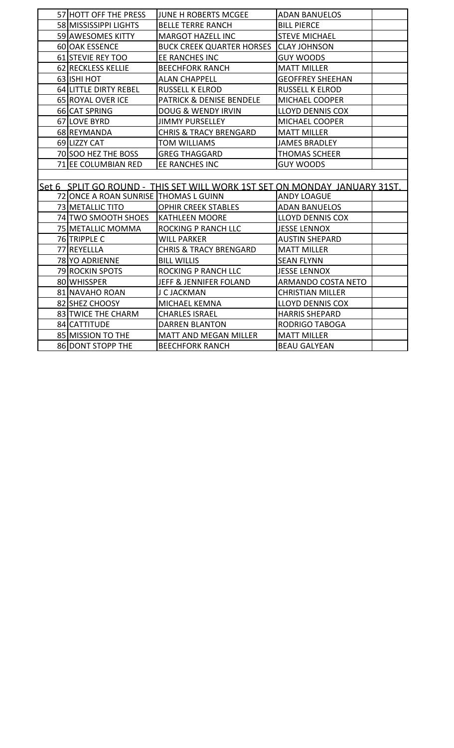| | | | | |
|---|---|---|---|---|
| 57 | HOTT OFF THE PRESS | JUNE H ROBERTS MCGEE | ADAN BANUELOS | |
| 58 | MISSISSIPPI LIGHTS | BELLE TERRE RANCH | BILL PIERCE | |
| 59 | AWESOMES KITTY | MARGOT HAZELL INC | STEVE MICHAEL | |
| 60 | OAK ESSENCE | BUCK CREEK QUARTER HORSES | CLAY JOHNSON | |
| 61 | STEVIE REY TOO | EE RANCHES INC | GUY WOODS | |
| 62 | RECKLESS KELLIE | BEECHFORK RANCH | MATT MILLER | |
| 63 | ISHI HOT | ALAN CHAPPELL | GEOFFREY SHEEHAN | |
| 64 | LITTLE DIRTY REBEL | RUSSELL K ELROD | RUSSELL K ELROD | |
| 65 | ROYAL OVER ICE | PATRICK & DENISE BENDELE | MICHAEL COOPER | |
| 66 | CAT SPRING | DOUG & WENDY IRVIN | LLOYD DENNIS COX | |
| 67 | LOVE BYRD | JIMMY PURSELLEY | MICHAEL COOPER | |
| 68 | REYMANDA | CHRIS & TRACY BRENGARD | MATT MILLER | |
| 69 | LIZZY CAT | TOM WILLIAMS | JAMES BRADLEY | |
| 70 | SOO HEZ THE BOSS | GREG THAGGARD | THOMAS SCHEER | |
| 71 | EE COLUMBIAN RED | EE RANCHES INC | GUY WOODS | |

Set 6 SPLIT GO ROUND - THIS SET WILL WORK 1ST SET ON MONDAY JANUARY 31ST.

| | | | | |
|---|---|---|---|---|
| 72 | ONCE A ROAN SUNRISE | THOMAS L GUINN | ANDY LOAGUE | |
| 73 | METALLIC TITO | OPHIR CREEK STABLES | ADAN BANUELOS | |
| 74 | TWO SMOOTH SHOES | KATHLEEN MOORE | LLOYD DENNIS COX | |
| 75 | METALLIC MOMMA | ROCKING P RANCH LLC | JESSE LENNOX | |
| 76 | TRIPPLE C | WILL PARKER | AUSTIN SHEPARD | |
| 77 | REYELLLA | CHRIS & TRACY BRENGARD | MATT MILLER | |
| 78 | YO ADRIENNE | BILL WILLIS | SEAN FLYNN | |
| 79 | ROCKIN SPOTS | ROCKING P RANCH LLC | JESSE LENNOX | |
| 80 | WHISSPER | JEFF & JENNIFER FOLAND | ARMANDO COSTA NETO | |
| 81 | NAVAHO ROAN | J C JACKMAN | CHRISTIAN MILLER | |
| 82 | SHEZ CHOOSY | MICHAEL KEMNA | LLOYD DENNIS COX | |
| 83 | TWICE THE CHARM | CHARLES ISRAEL | HARRIS SHEPARD | |
| 84 | CATTITUDE | DARREN BLANTON | RODRIGO TABOGA | |
| 85 | MISSION TO THE | MATT AND MEGAN MILLER | MATT MILLER | |
| 86 | DONT STOPP THE | BEECHFORK RANCH | BEAU GALYEAN | |